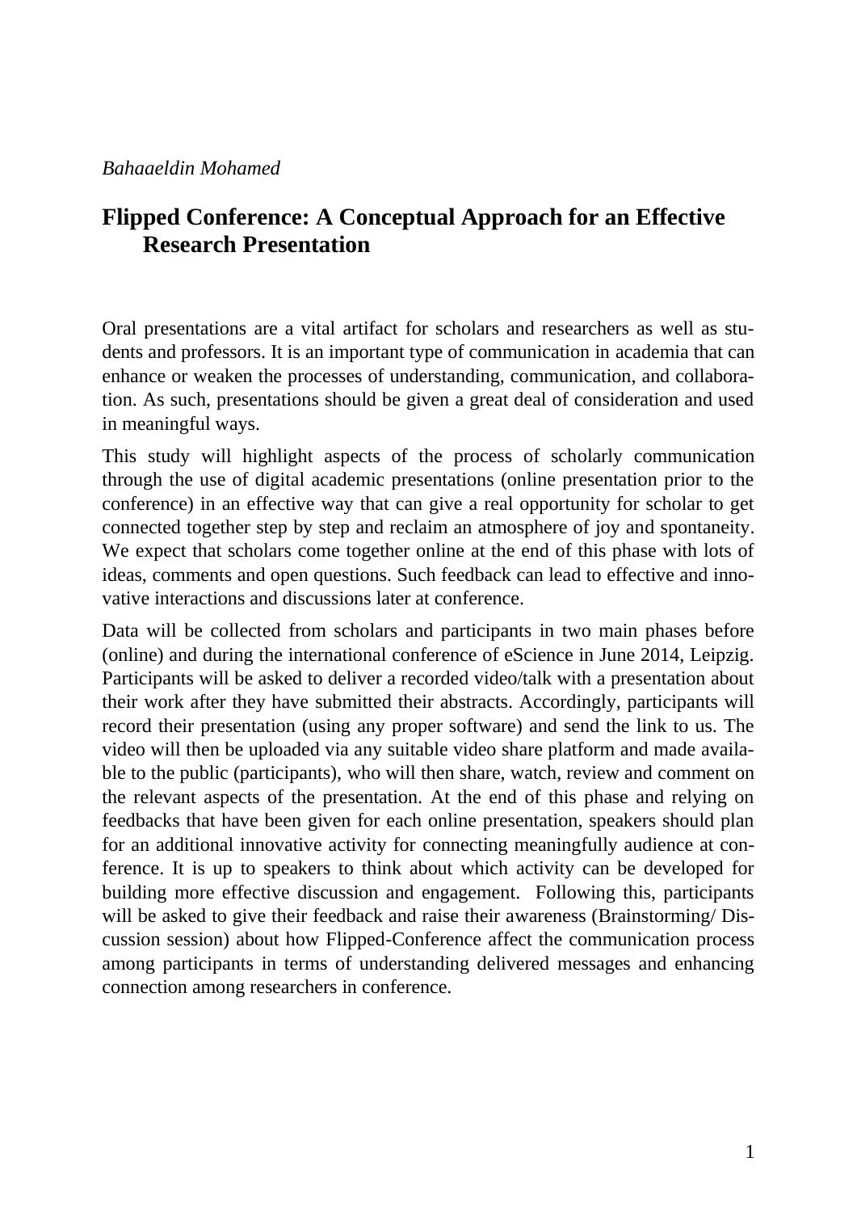*Bahaaeldin Mohamed*

# Flipped Conference: A Conceptual Approach for an Effective Research Presentation

Oral presentations are a vital artifact for scholars and researchers as well as students and professors. It is an important type of communication in academia that can enhance or weaken the processes of understanding, communication, and collaboration. As such, presentations should be given a great deal of consideration and used in meaningful ways.

This study will highlight aspects of the process of scholarly communication through the use of digital academic presentations (online presentation prior to the conference) in an effective way that can give a real opportunity for scholar to get connected together step by step and reclaim an atmosphere of joy and spontaneity. We expect that scholars come together online at the end of this phase with lots of ideas, comments and open questions. Such feedback can lead to effective and innovative interactions and discussions later at conference.

Data will be collected from scholars and participants in two main phases before (online) and during the international conference of eScience in June 2014, Leipzig. Participants will be asked to deliver a recorded video/talk with a presentation about their work after they have submitted their abstracts. Accordingly, participants will record their presentation (using any proper software) and send the link to us. The video will then be uploaded via any suitable video share platform and made available to the public (participants), who will then share, watch, review and comment on the relevant aspects of the presentation. At the end of this phase and relying on feedbacks that have been given for each online presentation, speakers should plan for an additional innovative activity for connecting meaningfully audience at conference. It is up to speakers to think about which activity can be developed for building more effective discussion and engagement. Following this, participants will be asked to give their feedback and raise their awareness (Brainstorming/ Discussion session) about how Flipped-Conference affect the communication process among participants in terms of understanding delivered messages and enhancing connection among researchers in conference.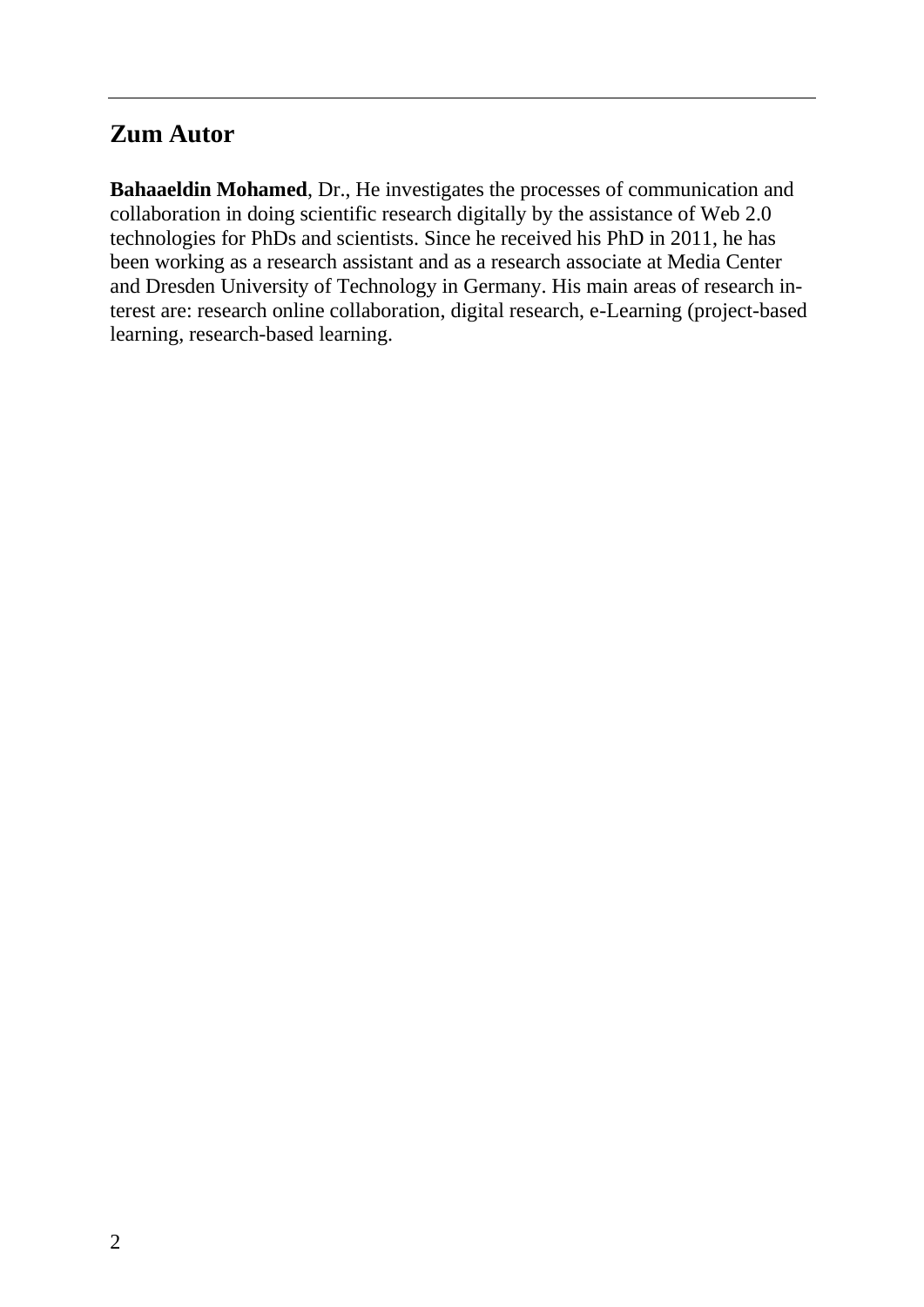## Zum Autor

**Bahaaeldin Mohamed**, Dr., He investigates the processes of communication and collaboration in doing scientific research digitally by the assistance of Web 2.0 technologies for PhDs and scientists. Since he received his PhD in 2011, he has been working as a research assistant and as a research associate at Media Center and Dresden University of Technology in Germany. His main areas of research interest are: research online collaboration, digital research, e-Learning (project-based learning, research-based learning.